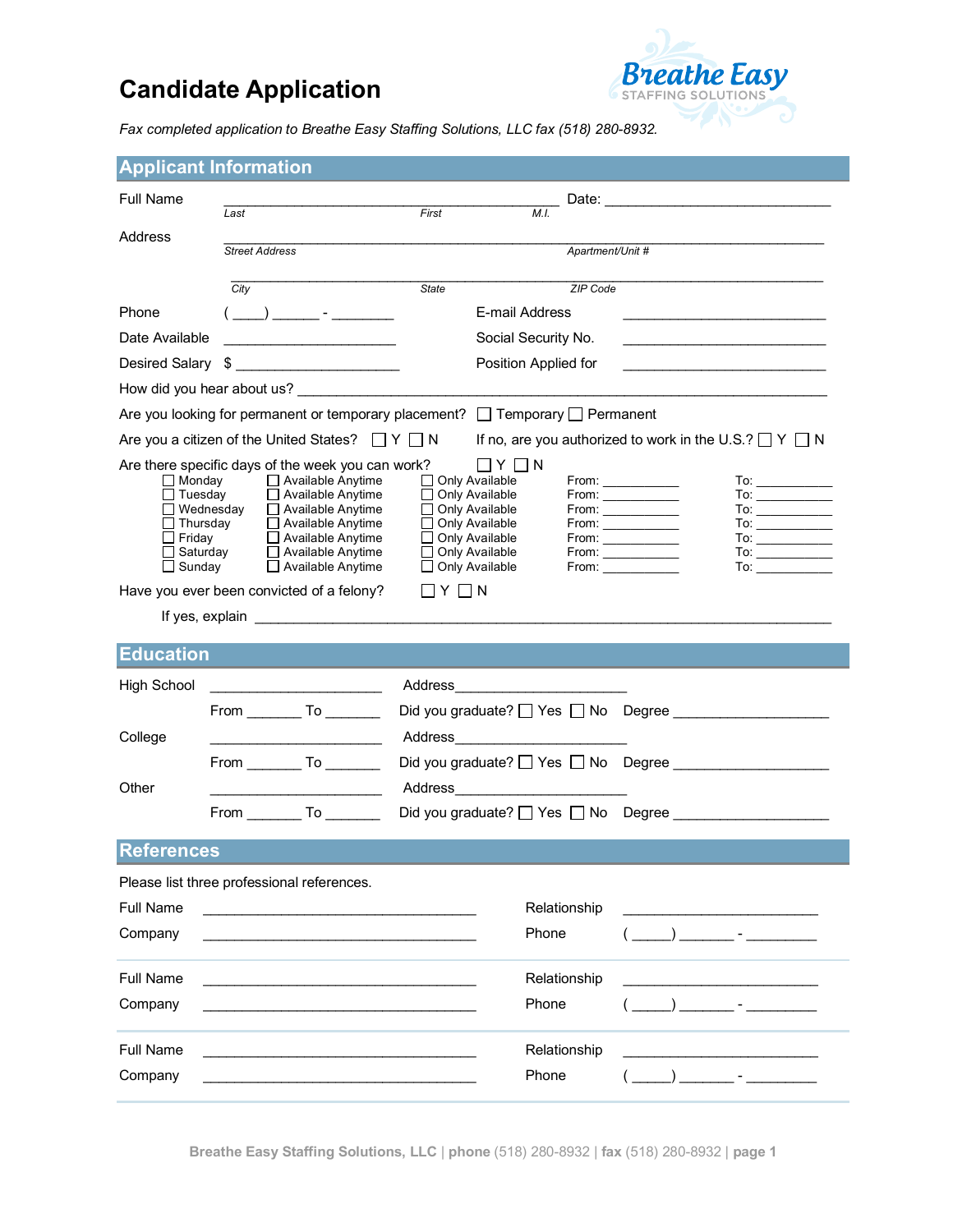# Candidate Application

Breathe Easy STAFFING SOLUTIONS

*Fax completed application to Breathe Easy Staffing Solutions, LLC fax (518) 280-8932.*

## Applicant Information

Full Name ___________________________________________ Date: ______________________________
*Last* *First* *M.I.*

Address ______________________________________________________________________________
*Street Address* *Apartment/Unit #*

______________________________________________________________________________
*City* *State* *ZIP Code*

Phone ( ____) ______ - ________ E-mail Address __________________________

Date Available ______________________ Social Security No. __________________________

Desired Salary $ _____________________ Position Applied for __________________________

How did you hear about us? ____________________________________________________________

Are you looking for permanent or temporary placement? ☐ Temporary ☐ Permanent

Are you a citizen of the United States? ☐ Y ☐ N If no, are you authorized to work in the U.S.? ☐ Y ☐ N

Are there specific days of the week you can work? ☐ Y ☐ N

| Day | | | From | To |
|---|---|---|---|---|
| ☐ Monday | ☐ Available Anytime | ☐ Only Available | From: ___________ | To: ___________ |
| ☐ Tuesday | ☐ Available Anytime | ☐ Only Available | From: ___________ | To: ___________ |
| ☐ Wednesday | ☐ Available Anytime | ☐ Only Available | From: ___________ | To: ___________ |
| ☐ Thursday | ☐ Available Anytime | ☐ Only Available | From: ___________ | To: ___________ |
| ☐ Friday | ☐ Available Anytime | ☐ Only Available | From: ___________ | To: ___________ |
| ☐ Saturday | ☐ Available Anytime | ☐ Only Available | From: ___________ | To: ___________ |
| ☐ Sunday | ☐ Available Anytime | ☐ Only Available | From: ___________ | To: ___________ |

Have you ever been convicted of a felony? ☐ Y ☐ N

If yes, explain ______________________________________________________________________

## Education

High School ______________________ Address______________________

From _______ To _______ Did you graduate? ☐ Yes ☐ No Degree ____________________

College ______________________ Address______________________

From _______ To _______ Did you graduate? ☐ Yes ☐ No Degree ____________________

Other ______________________ Address______________________

From _______ To _______ Did you graduate? ☐ Yes ☐ No Degree ____________________

## References

Please list three professional references.

Full Name ___________________________________ Relationship _________________________

Company ___________________________________ Phone ( _____) _______ - _________

Full Name ___________________________________ Relationship _________________________

Company ___________________________________ Phone ( _____) _______ - _________

Full Name ___________________________________ Relationship _________________________

Company ___________________________________ Phone ( _____) _______ - _________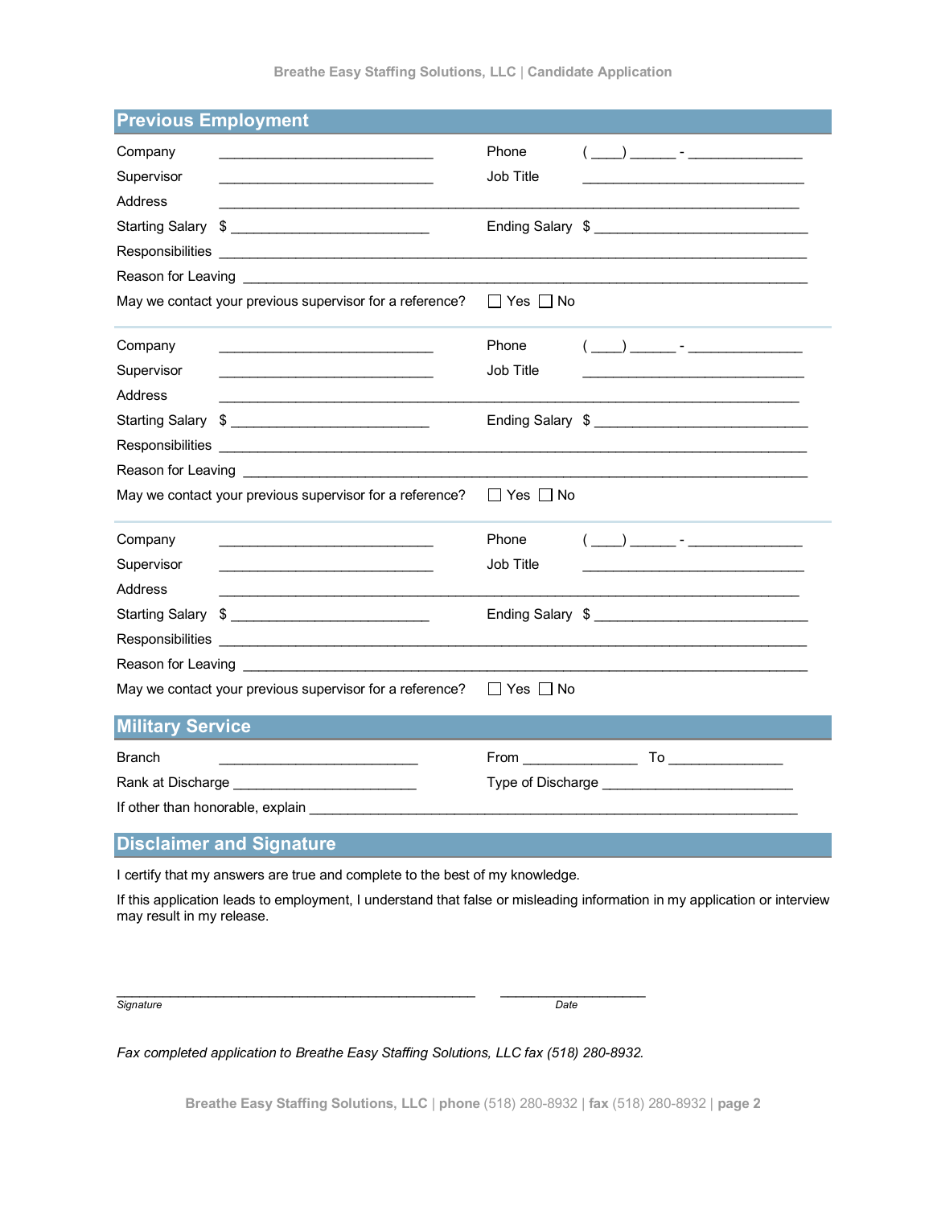## Previous Employment

Company ______________________________ Phone ( ____) ______ - _______________

Supervisor ______________________________ Job Title ______________________________

Address ______________________________________________________________________________

Starting Salary $ ___________________________ Ending Salary $ _____________________________

Responsibilities ________________________________________________________________________

Reason for Leaving ______________________________________________________________________

May we contact your previous supervisor for a reference? ☐ Yes ☐ No

Company ______________________________ Phone ( ____) ______ - _______________

Supervisor ______________________________ Job Title ______________________________

Address ______________________________________________________________________________

Starting Salary $ ___________________________ Ending Salary $ _____________________________

Responsibilities ________________________________________________________________________

Reason for Leaving ______________________________________________________________________

May we contact your previous supervisor for a reference? ☐ Yes ☐ No

Company ______________________________ Phone ( ____) ______ - _______________

Supervisor ______________________________ Job Title ______________________________

Address ______________________________________________________________________________

Starting Salary $ ___________________________ Ending Salary $ _____________________________

Responsibilities ________________________________________________________________________

Reason for Leaving ______________________________________________________________________

May we contact your previous supervisor for a reference? ☐ Yes ☐ No

## Military Service

Branch ___________________________ From _______________ To _______________

Rank at Discharge _________________________ Type of Discharge __________________________

If other than honorable, explain ___________________________________________________________________

## Disclaimer and Signature

I certify that my answers are true and complete to the best of my knowledge.

If this application leads to employment, I understand that false or misleading information in my application or interview may result in my release.

_________________________________________________ ____________________

*Signature* *Date*

*Fax completed application to Breathe Easy Staffing Solutions, LLC fax (518) 280-8932.*